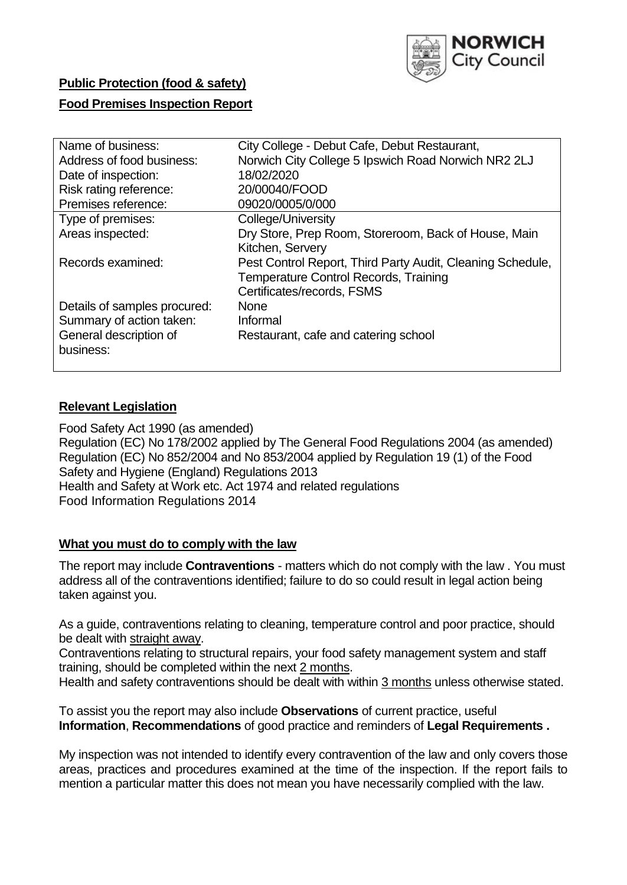**Public Protection (food & safety)**

**Food Premises Inspection Report**

| Name of business: | City College - Debut Cafe, Debut Restaurant, |
|---|---|
| Address of food business: | Norwich City College 5 Ipswich Road Norwich NR2 2LJ |
| Date of inspection: | 18/02/2020 |
| Risk rating reference: | 20/00040/FOOD |
| Premises reference: | 09020/0005/0/000 |
| Type of premises: | College/University |
| Areas inspected: | Dry Store, Prep Room, Storeroom, Back of House, Main Kitchen, Servery |
| Records examined: | Pest Control Report, Third Party Audit, Cleaning Schedule, Temperature Control Records, Training Certificates/records, FSMS |
| Details of samples procured: | None |
| Summary of action taken: | Informal |
| General description of business: | Restaurant, cafe and catering school |

## Relevant Legislation

Food Safety Act 1990 (as amended)
Regulation (EC) No 178/2002 applied by The General Food Regulations 2004 (as amended)
Regulation (EC) No 852/2004 and No 853/2004 applied by Regulation 19 (1) of the Food Safety and Hygiene (England) Regulations 2013
Health and Safety at Work etc. Act 1974 and related regulations
Food Information Regulations 2014

## What you must do to comply with the law

The report may include **Contraventions** - matters which do not comply with the law . You must address all of the contraventions identified; failure to do so could result in legal action being taken against you.

As a guide, contraventions relating to cleaning, temperature control and poor practice, should be dealt with straight away.
Contraventions relating to structural repairs, your food safety management system and staff training, should be completed within the next 2 months.
Health and safety contraventions should be dealt with within 3 months unless otherwise stated.

To assist you the report may also include **Observations** of current practice, useful **Information**, **Recommendations** of good practice and reminders of **Legal Requirements .**

My inspection was not intended to identify every contravention of the law and only covers those areas, practices and procedures examined at the time of the inspection. If the report fails to mention a particular matter this does not mean you have necessarily complied with the law.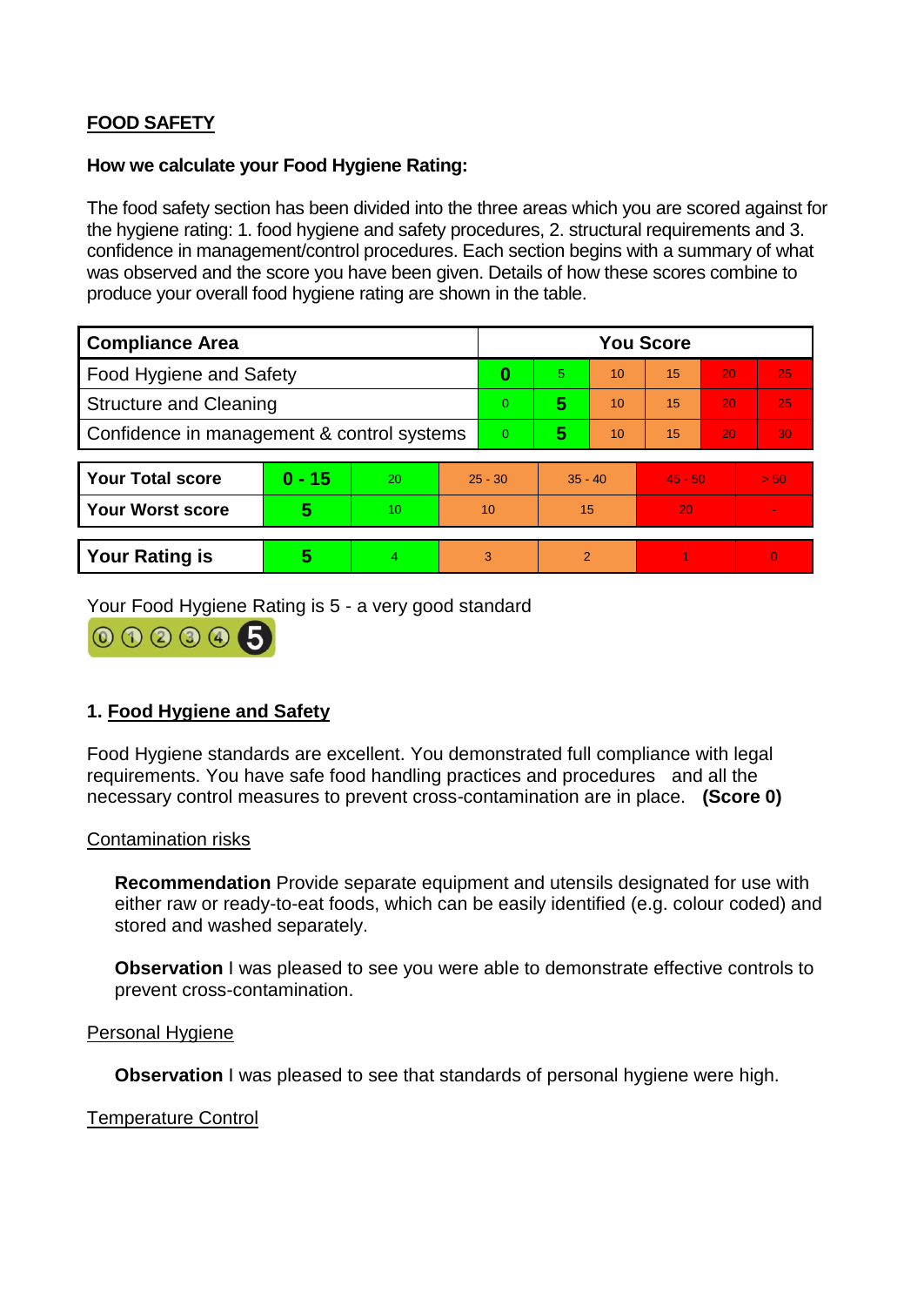**FOOD SAFETY**

**How we calculate your Food Hygiene Rating:**

The food safety section has been divided into the three areas which you are scored against for the hygiene rating: 1. food hygiene and safety procedures, 2. structural requirements and 3. confidence in management/control procedures. Each section begins with a summary of what was observed and the score you have been given. Details of how these scores combine to produce your overall food hygiene rating are shown in the table.

| Compliance Area | You Score | | | | | |
|---|---|---|---|---|---|---|
| Food Hygiene and Safety | **0** | 5 | 10 | 15 | 20 | 25 |
| Structure and Cleaning | 0 | **5** | 10 | 15 | 20 | 25 |
| Confidence in management & control systems | 0 | **5** | 10 | 15 | 20 | 30 |

| | | | | | | |
|---|---|---|---|---|---|---|
| **Your Total score** | **0 - 15** | 20 | 25 - 30 | 35 - 40 | 45 - 50 | > 50 |
| **Your Worst score** | **5** | 10 | 10 | 15 | 20 | - |

| | | | | | | |
|---|---|---|---|---|---|---|
| **Your Rating is** | **5** | 4 | 3 | 2 | 1 | 0 |

Your Food Hygiene Rating is 5 - a very good standard

## 1. Food Hygiene and Safety

Food Hygiene standards are excellent. You demonstrated full compliance with legal requirements. You have safe food handling practices and procedures and all the necessary control measures to prevent cross-contamination are in place. **(Score 0)**

Contamination risks

**Recommendation** Provide separate equipment and utensils designated for use with either raw or ready-to-eat foods, which can be easily identified (e.g. colour coded) and stored and washed separately.

**Observation** I was pleased to see you were able to demonstrate effective controls to prevent cross-contamination.

Personal Hygiene

**Observation** I was pleased to see that standards of personal hygiene were high.

Temperature Control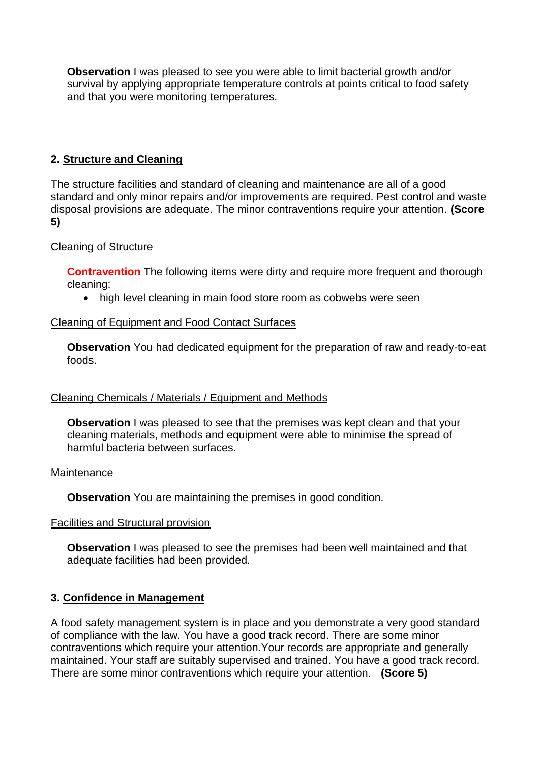**Observation** I was pleased to see you were able to limit bacterial growth and/or survival by applying appropriate temperature controls at points critical to food safety and that you were monitoring temperatures.

## 2. Structure and Cleaning

The structure facilities and standard of cleaning and maintenance are all of a good standard and only minor repairs and/or improvements are required. Pest control and waste disposal provisions are adequate. The minor contraventions require your attention. **(Score 5)**

### Cleaning of Structure

**Contravention** The following items were dirty and require more frequent and thorough cleaning:

- high level cleaning in main food store room as cobwebs were seen

### Cleaning of Equipment and Food Contact Surfaces

**Observation** You had dedicated equipment for the preparation of raw and ready-to-eat foods.

### Cleaning Chemicals / Materials / Equipment and Methods

**Observation** I was pleased to see that the premises was kept clean and that your cleaning materials, methods and equipment were able to minimise the spread of harmful bacteria between surfaces.

### Maintenance

**Observation** You are maintaining the premises in good condition.

### Facilities and Structural provision

**Observation** I was pleased to see the premises had been well maintained and that adequate facilities had been provided.

## 3. Confidence in Management

A food safety management system is in place and you demonstrate a very good standard of compliance with the law. You have a good track record. There are some minor contraventions which require your attention.Your records are appropriate and generally maintained. Your staff are suitably supervised and trained. You have a good track record. There are some minor contraventions which require your attention. **(Score 5)**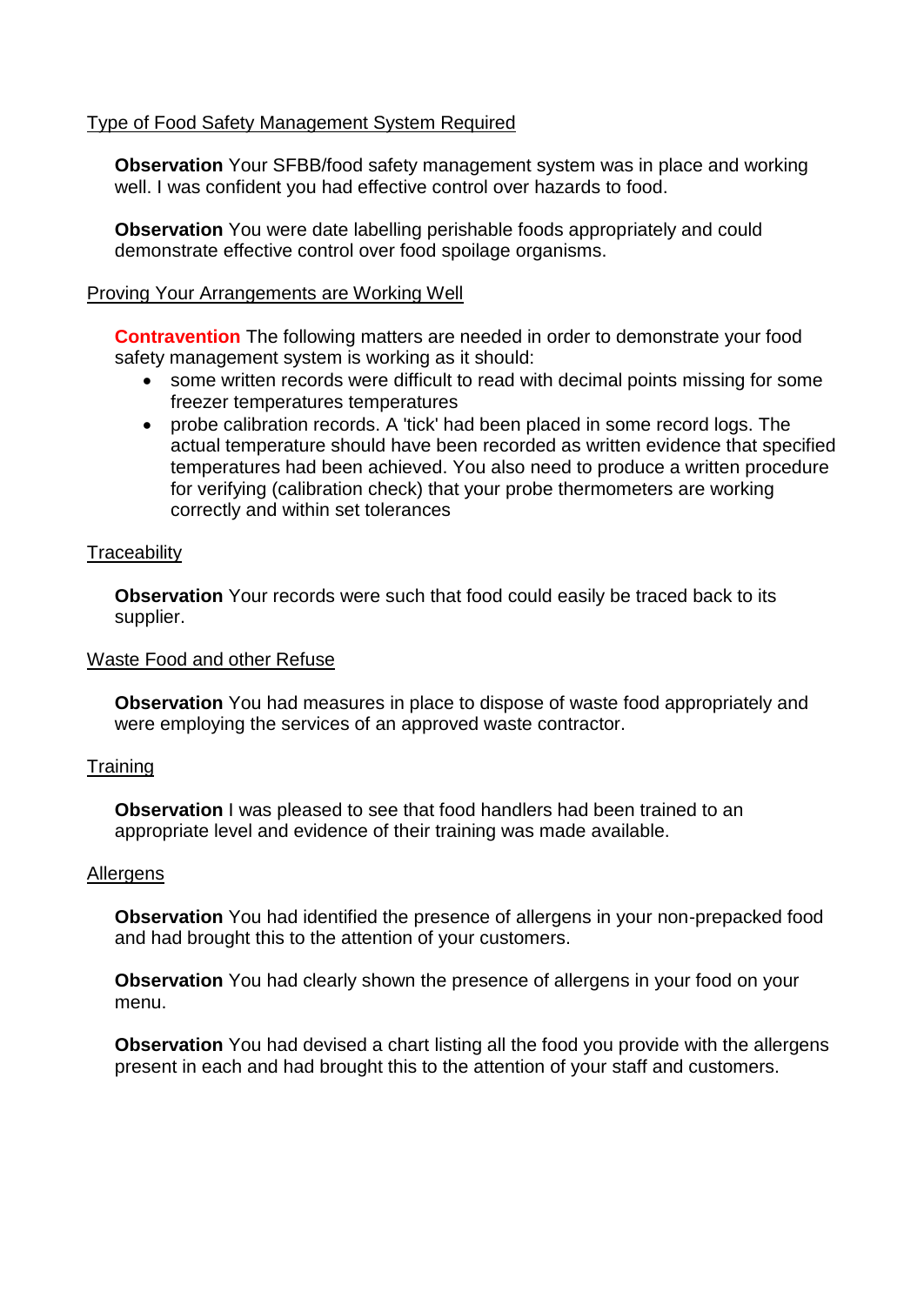Type of Food Safety Management System Required

**Observation** Your SFBB/food safety management system was in place and working well. I was confident you had effective control over hazards to food.

**Observation** You were date labelling perishable foods appropriately and could demonstrate effective control over food spoilage organisms.

Proving Your Arrangements are Working Well

**Contravention** The following matters are needed in order to demonstrate your food safety management system is working as it should:

- some written records were difficult to read with decimal points missing for some freezer temperatures temperatures
- probe calibration records. A 'tick' had been placed in some record logs. The actual temperature should have been recorded as written evidence that specified temperatures had been achieved. You also need to produce a written procedure for verifying (calibration check) that your probe thermometers are working correctly and within set tolerances

Traceability

**Observation** Your records were such that food could easily be traced back to its supplier.

Waste Food and other Refuse

**Observation** You had measures in place to dispose of waste food appropriately and were employing the services of an approved waste contractor.

Training

**Observation** I was pleased to see that food handlers had been trained to an appropriate level and evidence of their training was made available.

Allergens

**Observation** You had identified the presence of allergens in your non-prepacked food and had brought this to the attention of your customers.

**Observation** You had clearly shown the presence of allergens in your food on your menu.

**Observation** You had devised a chart listing all the food you provide with the allergens present in each and had brought this to the attention of your staff and customers.